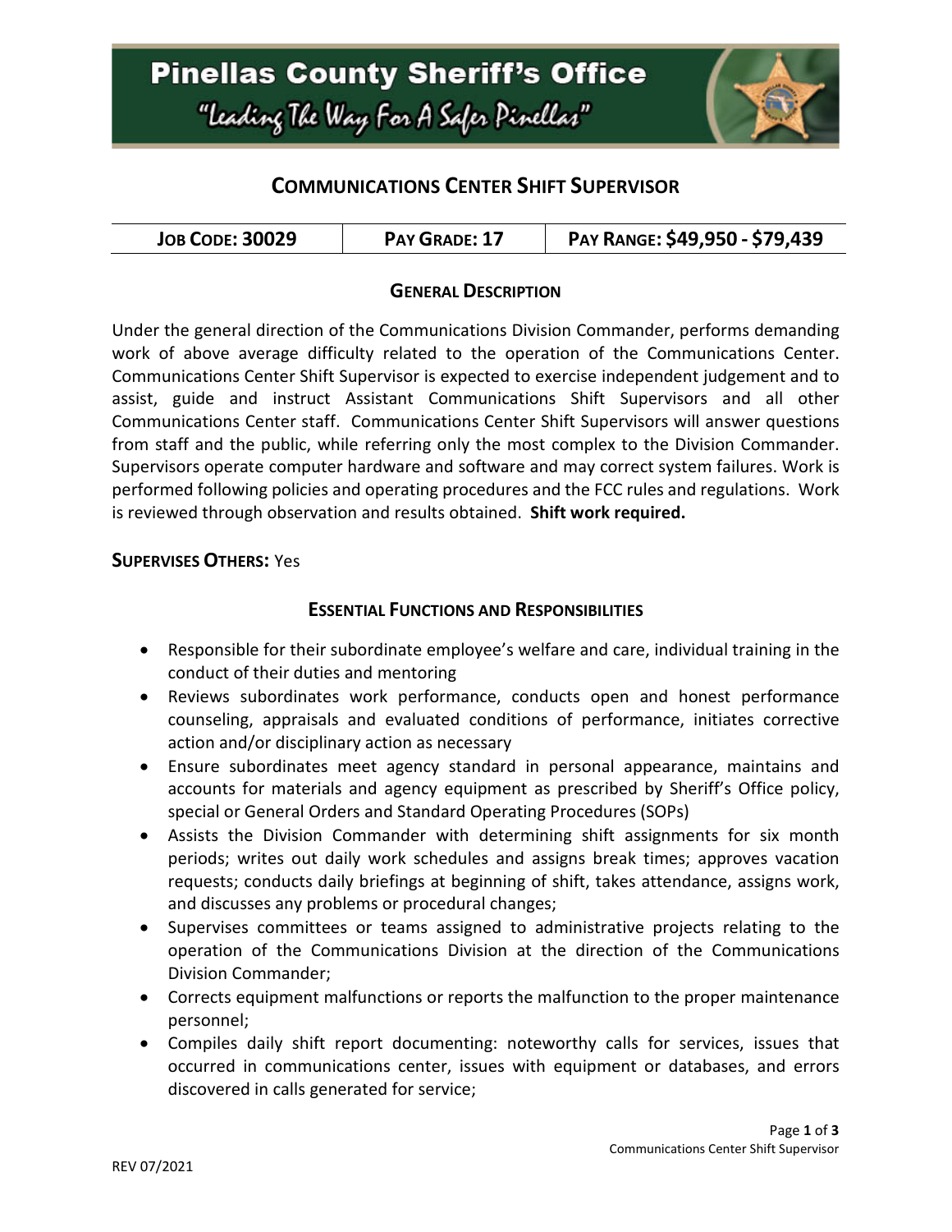# Pinellas County Sheriff's Office

"Leading The Way For A Safer Pinellas"

## COMMUNICATIONS CENTER SHIFT SUPERVISOR

| JOB CODE: 30029 | PAY GRADE: 17 | PAY RANGE: $49,950 - $79,439 |
|---|---|---|

### GENERAL DESCRIPTION

Under the general direction of the Communications Division Commander, performs demanding work of above average difficulty related to the operation of the Communications Center. Communications Center Shift Supervisor is expected to exercise independent judgement and to assist, guide and instruct Assistant Communications Shift Supervisors and all other Communications Center staff. Communications Center Shift Supervisors will answer questions from staff and the public, while referring only the most complex to the Division Commander. Supervisors operate computer hardware and software and may correct system failures. Work is performed following policies and operating procedures and the FCC rules and regulations. Work is reviewed through observation and results obtained. **Shift work required.**

**SUPERVISES OTHERS:** Yes

### ESSENTIAL FUNCTIONS AND RESPONSIBILITIES

- Responsible for their subordinate employee's welfare and care, individual training in the conduct of their duties and mentoring
- Reviews subordinates work performance, conducts open and honest performance counseling, appraisals and evaluated conditions of performance, initiates corrective action and/or disciplinary action as necessary
- Ensure subordinates meet agency standard in personal appearance, maintains and accounts for materials and agency equipment as prescribed by Sheriff's Office policy, special or General Orders and Standard Operating Procedures (SOPs)
- Assists the Division Commander with determining shift assignments for six month periods; writes out daily work schedules and assigns break times; approves vacation requests; conducts daily briefings at beginning of shift, takes attendance, assigns work, and discusses any problems or procedural changes;
- Supervises committees or teams assigned to administrative projects relating to the operation of the Communications Division at the direction of the Communications Division Commander;
- Corrects equipment malfunctions or reports the malfunction to the proper maintenance personnel;
- Compiles daily shift report documenting: noteworthy calls for services, issues that occurred in communications center, issues with equipment or databases, and errors discovered in calls generated for service;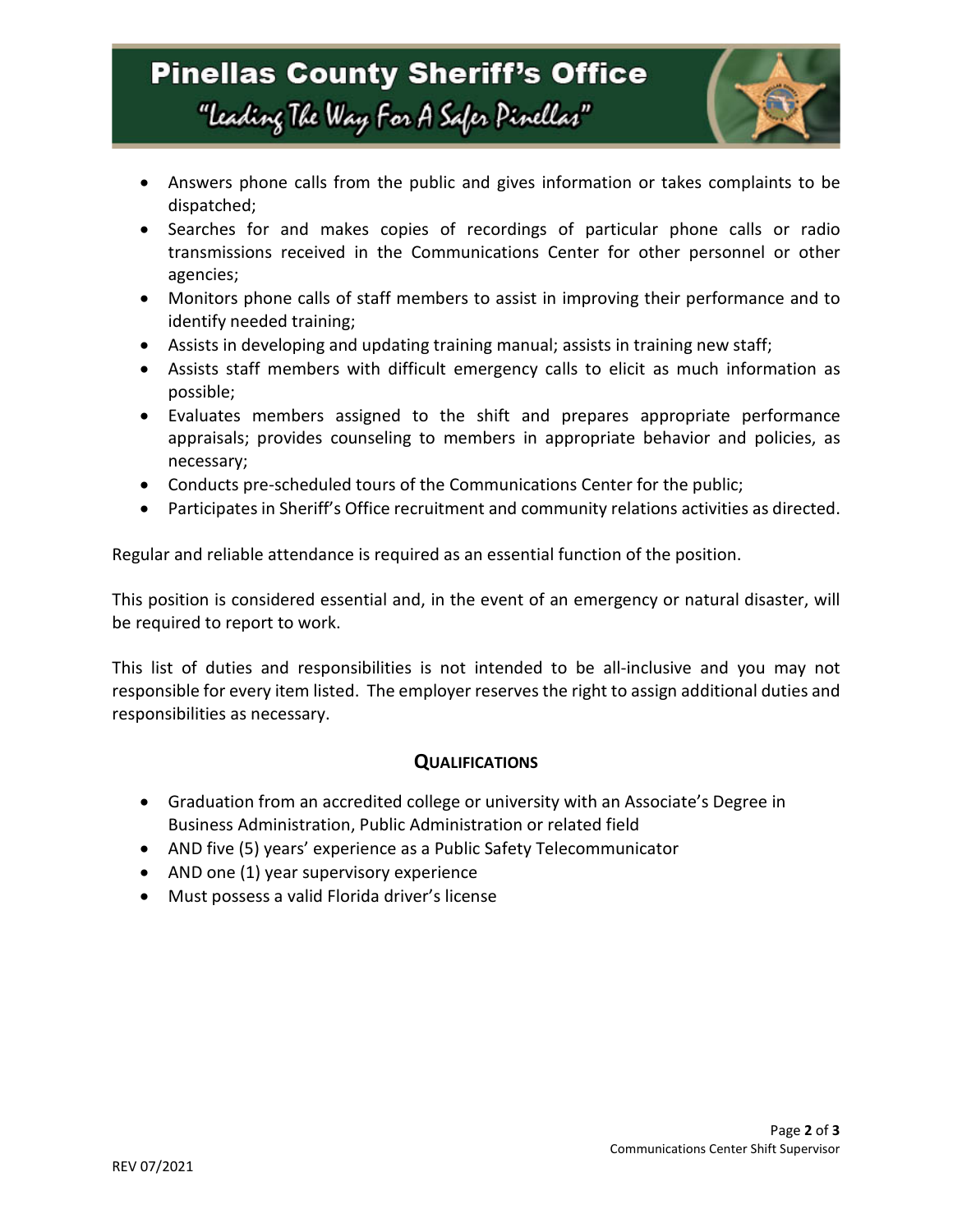- Answers phone calls from the public and gives information or takes complaints to be dispatched;
- Searches for and makes copies of recordings of particular phone calls or radio transmissions received in the Communications Center for other personnel or other agencies;
- Monitors phone calls of staff members to assist in improving their performance and to identify needed training;
- Assists in developing and updating training manual; assists in training new staff;
- Assists staff members with difficult emergency calls to elicit as much information as possible;
- Evaluates members assigned to the shift and prepares appropriate performance appraisals; provides counseling to members in appropriate behavior and policies, as necessary;
- Conducts pre-scheduled tours of the Communications Center for the public;
- Participates in Sheriff's Office recruitment and community relations activities as directed.

Regular and reliable attendance is required as an essential function of the position.

This position is considered essential and, in the event of an emergency or natural disaster, will be required to report to work.

This list of duties and responsibilities is not intended to be all-inclusive and you may not responsible for every item listed. The employer reserves the right to assign additional duties and responsibilities as necessary.

## QUALIFICATIONS

- Graduation from an accredited college or university with an Associate's Degree in Business Administration, Public Administration or related field
- AND five (5) years' experience as a Public Safety Telecommunicator
- AND one (1) year supervisory experience
- Must possess a valid Florida driver's license

REV 07/2021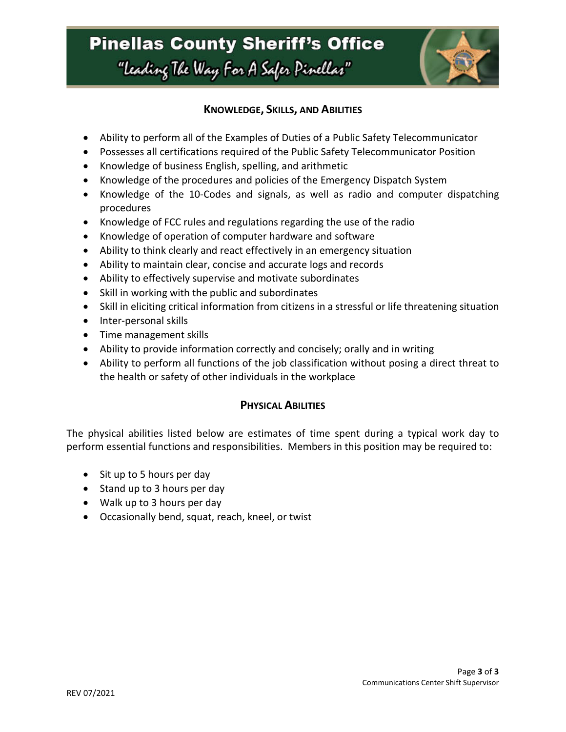## Knowledge, Skills, and Abilities

- Ability to perform all of the Examples of Duties of a Public Safety Telecommunicator
- Possesses all certifications required of the Public Safety Telecommunicator Position
- Knowledge of business English, spelling, and arithmetic
- Knowledge of the procedures and policies of the Emergency Dispatch System
- Knowledge of the 10-Codes and signals, as well as radio and computer dispatching procedures
- Knowledge of FCC rules and regulations regarding the use of the radio
- Knowledge of operation of computer hardware and software
- Ability to think clearly and react effectively in an emergency situation
- Ability to maintain clear, concise and accurate logs and records
- Ability to effectively supervise and motivate subordinates
- Skill in working with the public and subordinates
- Skill in eliciting critical information from citizens in a stressful or life threatening situation
- Inter-personal skills
- Time management skills
- Ability to provide information correctly and concisely; orally and in writing
- Ability to perform all functions of the job classification without posing a direct threat to the health or safety of other individuals in the workplace

## Physical Abilities

The physical abilities listed below are estimates of time spent during a typical work day to perform essential functions and responsibilities. Members in this position may be required to:

- Sit up to 5 hours per day
- Stand up to 3 hours per day
- Walk up to 3 hours per day
- Occasionally bend, squat, reach, kneel, or twist

REV 07/2021